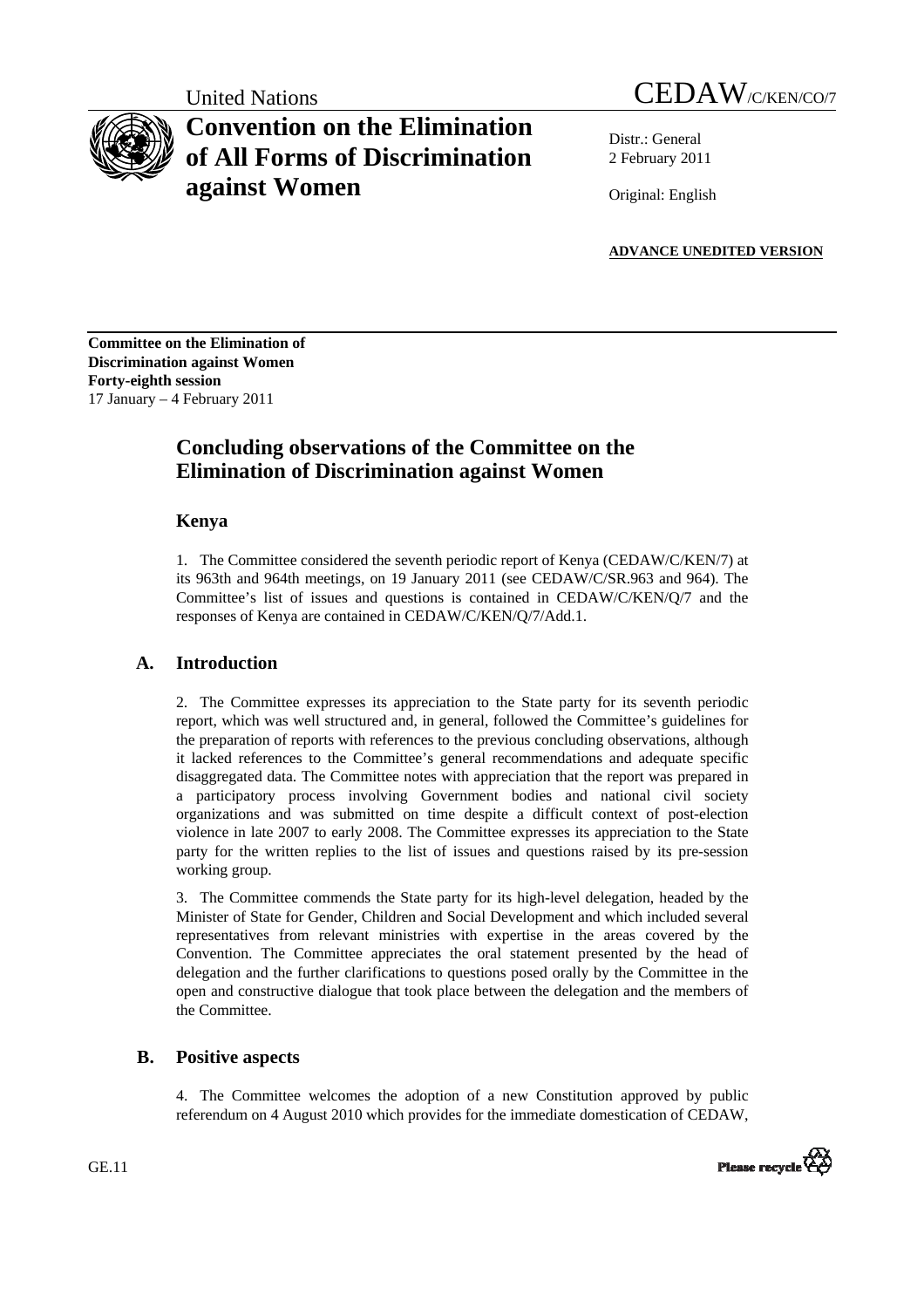United Nations

# CEDAW/C/KEN/CO/7

# Convention on the Elimination of All Forms of Discrimination against Women

Distr.: General
2 February 2011

Original: English

**ADVANCE UNEDITED VERSION**

**Committee on the Elimination of Discrimination against Women**
**Forty-eighth session**
17 January – 4 February 2011

## Concluding observations of the Committee on the Elimination of Discrimination against Women

### Kenya

1. The Committee considered the seventh periodic report of Kenya (CEDAW/C/KEN/7) at its 963th and 964th meetings, on 19 January 2011 (see CEDAW/C/SR.963 and 964). The Committee's list of issues and questions is contained in CEDAW/C/KEN/Q/7 and the responses of Kenya are contained in CEDAW/C/KEN/Q/7/Add.1.

## A. Introduction

2. The Committee expresses its appreciation to the State party for its seventh periodic report, which was well structured and, in general, followed the Committee's guidelines for the preparation of reports with references to the previous concluding observations, although it lacked references to the Committee's general recommendations and adequate specific disaggregated data. The Committee notes with appreciation that the report was prepared in a participatory process involving Government bodies and national civil society organizations and was submitted on time despite a difficult context of post-election violence in late 2007 to early 2008. The Committee expresses its appreciation to the State party for the written replies to the list of issues and questions raised by its pre-session working group.

3. The Committee commends the State party for its high-level delegation, headed by the Minister of State for Gender, Children and Social Development and which included several representatives from relevant ministries with expertise in the areas covered by the Convention. The Committee appreciates the oral statement presented by the head of delegation and the further clarifications to questions posed orally by the Committee in the open and constructive dialogue that took place between the delegation and the members of the Committee.

## B. Positive aspects

4. The Committee welcomes the adoption of a new Constitution approved by public referendum on 4 August 2010 which provides for the immediate domestication of CEDAW,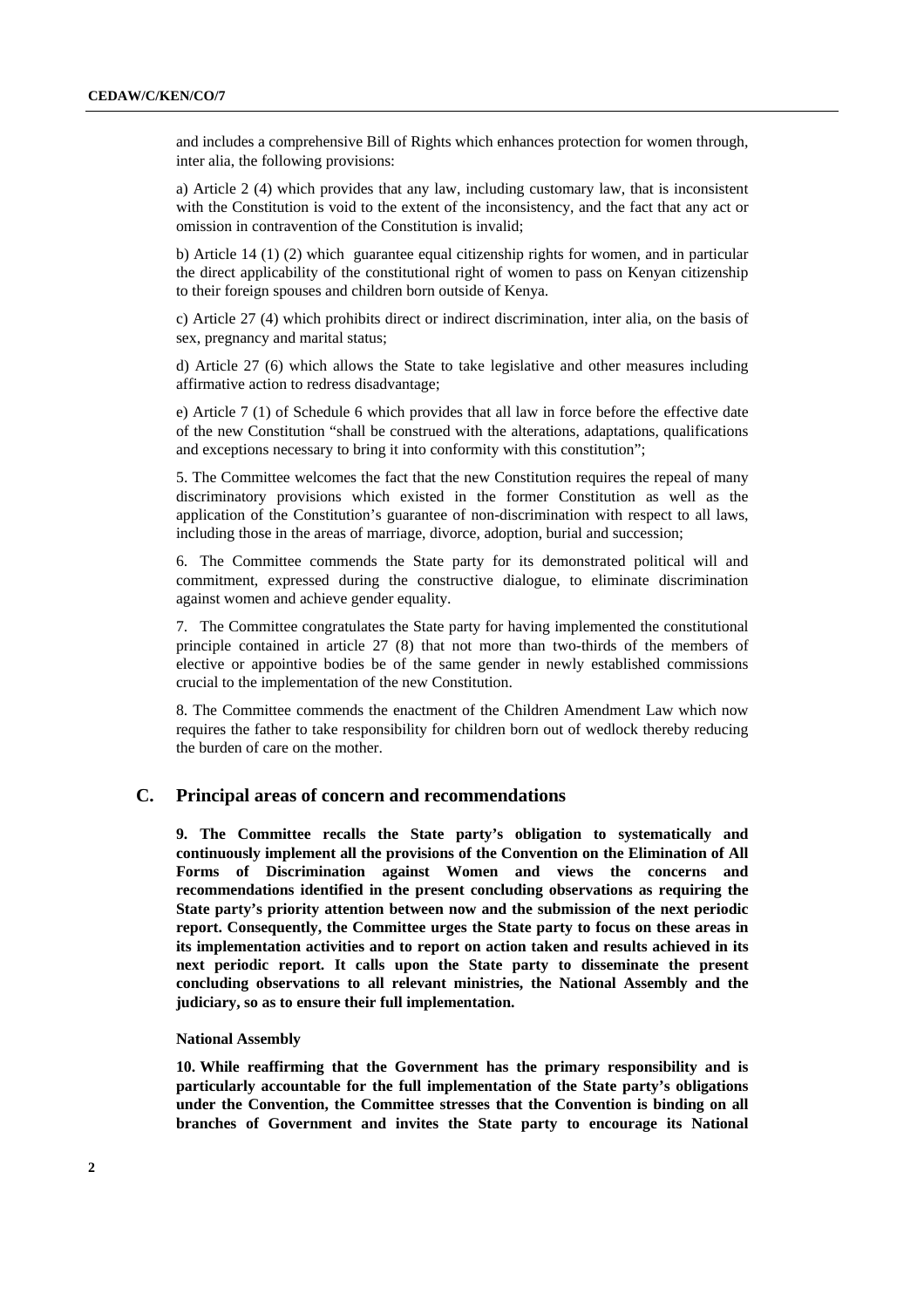and includes a comprehensive Bill of Rights which enhances protection for women through, inter alia, the following provisions:

a) Article 2 (4) which provides that any law, including customary law, that is inconsistent with the Constitution is void to the extent of the inconsistency, and the fact that any act or omission in contravention of the Constitution is invalid;

b) Article 14 (1) (2) which guarantee equal citizenship rights for women, and in particular the direct applicability of the constitutional right of women to pass on Kenyan citizenship to their foreign spouses and children born outside of Kenya.

c) Article 27 (4) which prohibits direct or indirect discrimination, inter alia, on the basis of sex, pregnancy and marital status;

d) Article 27 (6) which allows the State to take legislative and other measures including affirmative action to redress disadvantage;

e) Article 7 (1) of Schedule 6 which provides that all law in force before the effective date of the new Constitution "shall be construed with the alterations, adaptations, qualifications and exceptions necessary to bring it into conformity with this constitution";

5. The Committee welcomes the fact that the new Constitution requires the repeal of many discriminatory provisions which existed in the former Constitution as well as the application of the Constitution's guarantee of non-discrimination with respect to all laws, including those in the areas of marriage, divorce, adoption, burial and succession;

6. The Committee commends the State party for its demonstrated political will and commitment, expressed during the constructive dialogue, to eliminate discrimination against women and achieve gender equality.

7. The Committee congratulates the State party for having implemented the constitutional principle contained in article 27 (8) that not more than two-thirds of the members of elective or appointive bodies be of the same gender in newly established commissions crucial to the implementation of the new Constitution.

8. The Committee commends the enactment of the Children Amendment Law which now requires the father to take responsibility for children born out of wedlock thereby reducing the burden of care on the mother.

## C. Principal areas of concern and recommendations

**9. The Committee recalls the State party's obligation to systematically and continuously implement all the provisions of the Convention on the Elimination of All Forms of Discrimination against Women and views the concerns and recommendations identified in the present concluding observations as requiring the State party's priority attention between now and the submission of the next periodic report. Consequently, the Committee urges the State party to focus on these areas in its implementation activities and to report on action taken and results achieved in its next periodic report. It calls upon the State party to disseminate the present concluding observations to all relevant ministries, the National Assembly and the judiciary, so as to ensure their full implementation.**

**National Assembly**

**10. While reaffirming that the Government has the primary responsibility and is particularly accountable for the full implementation of the State party's obligations under the Convention, the Committee stresses that the Convention is binding on all branches of Government and invites the State party to encourage its National**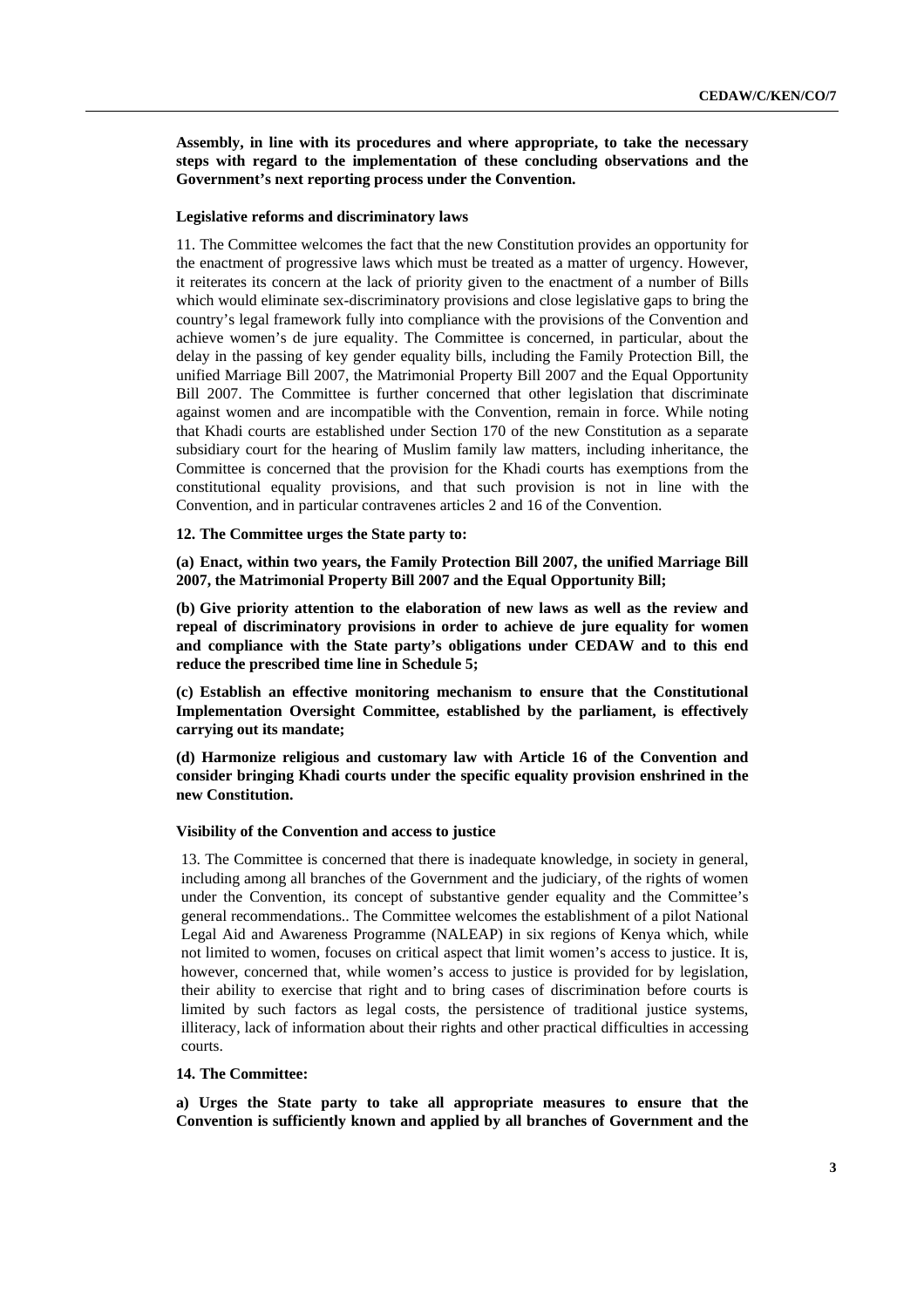**Assembly, in line with its procedures and where appropriate, to take the necessary steps with regard to the implementation of these concluding observations and the Government's next reporting process under the Convention.**

### Legislative reforms and discriminatory laws

11. The Committee welcomes the fact that the new Constitution provides an opportunity for the enactment of progressive laws which must be treated as a matter of urgency. However, it reiterates its concern at the lack of priority given to the enactment of a number of Bills which would eliminate sex-discriminatory provisions and close legislative gaps to bring the country's legal framework fully into compliance with the provisions of the Convention and achieve women's de jure equality. The Committee is concerned, in particular, about the delay in the passing of key gender equality bills, including the Family Protection Bill, the unified Marriage Bill 2007, the Matrimonial Property Bill 2007 and the Equal Opportunity Bill 2007. The Committee is further concerned that other legislation that discriminate against women and are incompatible with the Convention, remain in force. While noting that Khadi courts are established under Section 170 of the new Constitution as a separate subsidiary court for the hearing of Muslim family law matters, including inheritance, the Committee is concerned that the provision for the Khadi courts has exemptions from the constitutional equality provisions, and that such provision is not in line with the Convention, and in particular contravenes articles 2 and 16 of the Convention.

**12. The Committee urges the State party to:**

**(a) Enact, within two years, the Family Protection Bill 2007, the unified Marriage Bill 2007, the Matrimonial Property Bill 2007 and the Equal Opportunity Bill;**

**(b) Give priority attention to the elaboration of new laws as well as the review and repeal of discriminatory provisions in order to achieve de jure equality for women and compliance with the State party's obligations under CEDAW and to this end reduce the prescribed time line in Schedule 5;**

**(c) Establish an effective monitoring mechanism to ensure that the Constitutional Implementation Oversight Committee, established by the parliament, is effectively carrying out its mandate;**

**(d) Harmonize religious and customary law with Article 16 of the Convention and consider bringing Khadi courts under the specific equality provision enshrined in the new Constitution.**

### Visibility of the Convention and access to justice

13. The Committee is concerned that there is inadequate knowledge, in society in general, including among all branches of the Government and the judiciary, of the rights of women under the Convention, its concept of substantive gender equality and the Committee's general recommendations.. The Committee welcomes the establishment of a pilot National Legal Aid and Awareness Programme (NALEAP) in six regions of Kenya which, while not limited to women, focuses on critical aspect that limit women's access to justice. It is, however, concerned that, while women's access to justice is provided for by legislation, their ability to exercise that right and to bring cases of discrimination before courts is limited by such factors as legal costs, the persistence of traditional justice systems, illiteracy, lack of information about their rights and other practical difficulties in accessing courts.

**14. The Committee:**

**a) Urges the State party to take all appropriate measures to ensure that the Convention is sufficiently known and applied by all branches of Government and the**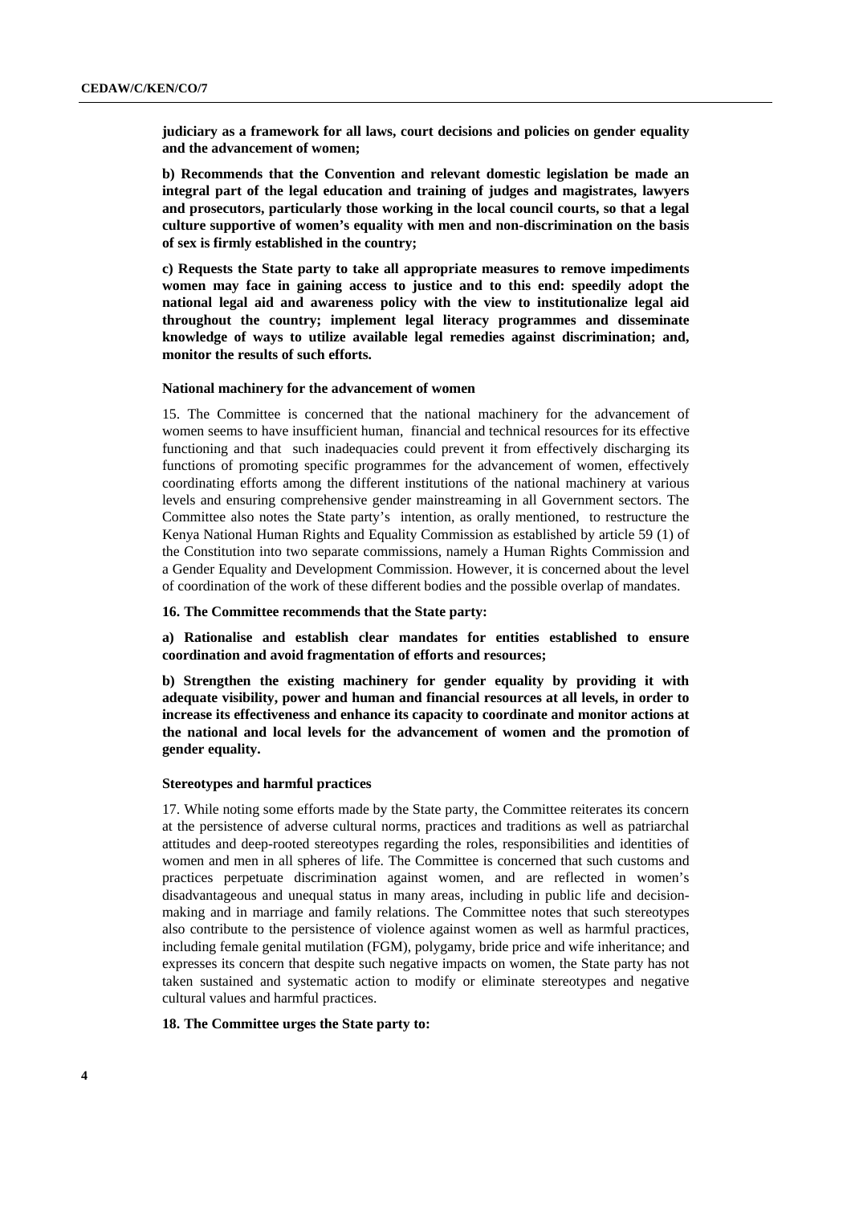**judiciary as a framework for all laws, court decisions and policies on gender equality and the advancement of women;**

**b) Recommends that the Convention and relevant domestic legislation be made an integral part of the legal education and training of judges and magistrates, lawyers and prosecutors, particularly those working in the local council courts, so that a legal culture supportive of women's equality with men and non-discrimination on the basis of sex is firmly established in the country;**

**c) Requests the State party to take all appropriate measures to remove impediments women may face in gaining access to justice and to this end: speedily adopt the national legal aid and awareness policy with the view to institutionalize legal aid throughout the country; implement legal literacy programmes and disseminate knowledge of ways to utilize available legal remedies against discrimination; and, monitor the results of such efforts.**

#### National machinery for the advancement of women

15. The Committee is concerned that the national machinery for the advancement of women seems to have insufficient human, financial and technical resources for its effective functioning and that such inadequacies could prevent it from effectively discharging its functions of promoting specific programmes for the advancement of women, effectively coordinating efforts among the different institutions of the national machinery at various levels and ensuring comprehensive gender mainstreaming in all Government sectors. The Committee also notes the State party's intention, as orally mentioned, to restructure the Kenya National Human Rights and Equality Commission as established by article 59 (1) of the Constitution into two separate commissions, namely a Human Rights Commission and a Gender Equality and Development Commission. However, it is concerned about the level of coordination of the work of these different bodies and the possible overlap of mandates.

**16. The Committee recommends that the State party:**

**a) Rationalise and establish clear mandates for entities established to ensure coordination and avoid fragmentation of efforts and resources;**

**b) Strengthen the existing machinery for gender equality by providing it with adequate visibility, power and human and financial resources at all levels, in order to increase its effectiveness and enhance its capacity to coordinate and monitor actions at the national and local levels for the advancement of women and the promotion of gender equality.**

#### Stereotypes and harmful practices

17. While noting some efforts made by the State party, the Committee reiterates its concern at the persistence of adverse cultural norms, practices and traditions as well as patriarchal attitudes and deep-rooted stereotypes regarding the roles, responsibilities and identities of women and men in all spheres of life. The Committee is concerned that such customs and practices perpetuate discrimination against women, and are reflected in women's disadvantageous and unequal status in many areas, including in public life and decision-making and in marriage and family relations. The Committee notes that such stereotypes also contribute to the persistence of violence against women as well as harmful practices, including female genital mutilation (FGM), polygamy, bride price and wife inheritance; and expresses its concern that despite such negative impacts on women, the State party has not taken sustained and systematic action to modify or eliminate stereotypes and negative cultural values and harmful practices.

**18. The Committee urges the State party to:**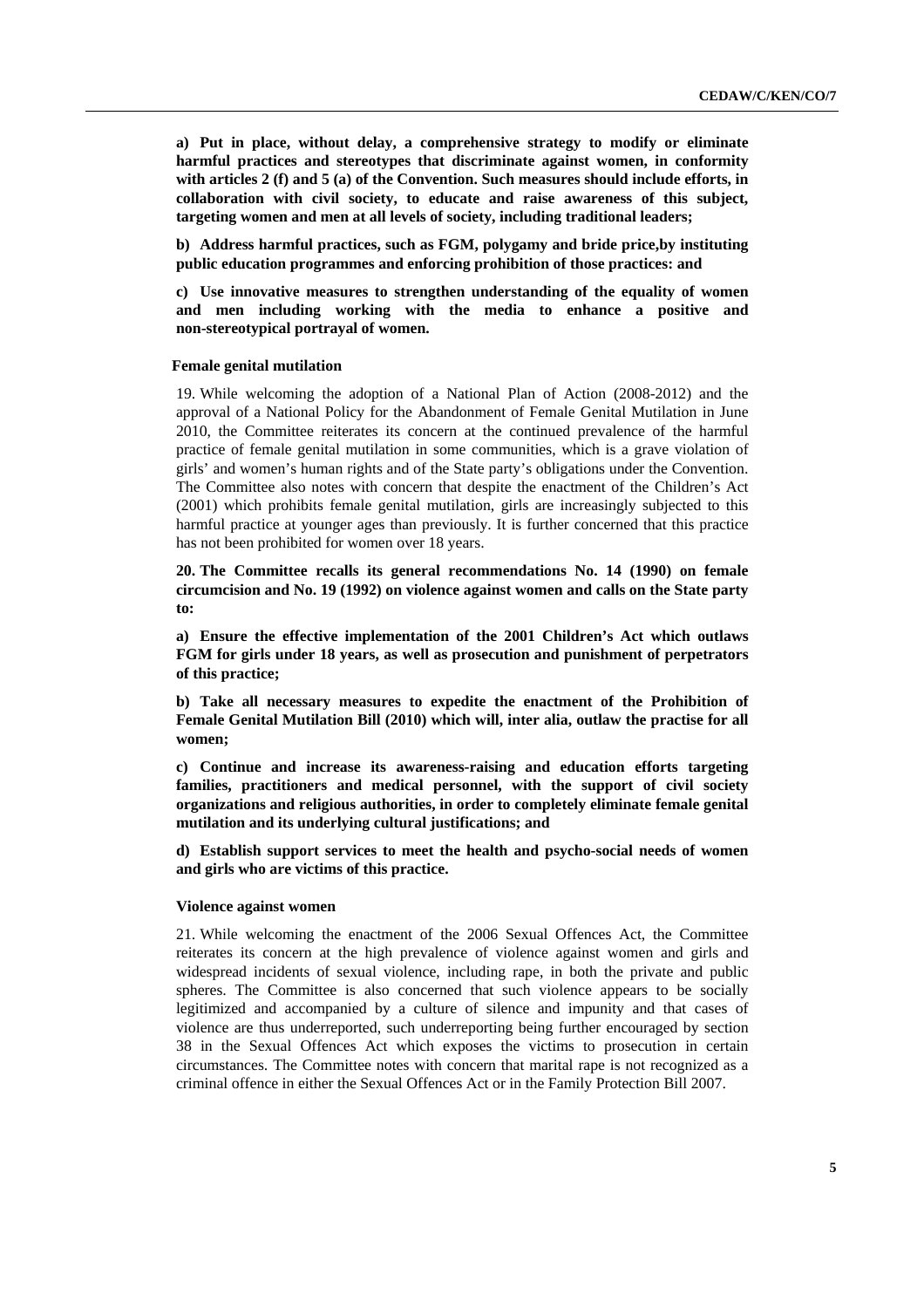**a) Put in place, without delay, a comprehensive strategy to modify or eliminate harmful practices and stereotypes that discriminate against women, in conformity with articles 2 (f) and 5 (a) of the Convention. Such measures should include efforts, in collaboration with civil society, to educate and raise awareness of this subject, targeting women and men at all levels of society, including traditional leaders;**

**b) Address harmful practices, such as FGM, polygamy and bride price,by instituting public education programmes and enforcing prohibition of those practices: and**

**c) Use innovative measures to strengthen understanding of the equality of women and men including working with the media to enhance a positive and non-stereotypical portrayal of women.**

### Female genital mutilation

19. While welcoming the adoption of a National Plan of Action (2008-2012) and the approval of a National Policy for the Abandonment of Female Genital Mutilation in June 2010, the Committee reiterates its concern at the continued prevalence of the harmful practice of female genital mutilation in some communities, which is a grave violation of girls' and women's human rights and of the State party's obligations under the Convention. The Committee also notes with concern that despite the enactment of the Children's Act (2001) which prohibits female genital mutilation, girls are increasingly subjected to this harmful practice at younger ages than previously. It is further concerned that this practice has not been prohibited for women over 18 years.

**20. The Committee recalls its general recommendations No. 14 (1990) on female circumcision and No. 19 (1992) on violence against women and calls on the State party to:**

**a) Ensure the effective implementation of the 2001 Children's Act which outlaws FGM for girls under 18 years, as well as prosecution and punishment of perpetrators of this practice;**

**b) Take all necessary measures to expedite the enactment of the Prohibition of Female Genital Mutilation Bill (2010) which will, inter alia, outlaw the practise for all women;**

**c) Continue and increase its awareness-raising and education efforts targeting families, practitioners and medical personnel, with the support of civil society organizations and religious authorities, in order to completely eliminate female genital mutilation and its underlying cultural justifications; and**

**d) Establish support services to meet the health and psycho-social needs of women and girls who are victims of this practice.**

### Violence against women

21. While welcoming the enactment of the 2006 Sexual Offences Act, the Committee reiterates its concern at the high prevalence of violence against women and girls and widespread incidents of sexual violence, including rape, in both the private and public spheres. The Committee is also concerned that such violence appears to be socially legitimized and accompanied by a culture of silence and impunity and that cases of violence are thus underreported, such underreporting being further encouraged by section 38 in the Sexual Offences Act which exposes the victims to prosecution in certain circumstances. The Committee notes with concern that marital rape is not recognized as a criminal offence in either the Sexual Offences Act or in the Family Protection Bill 2007.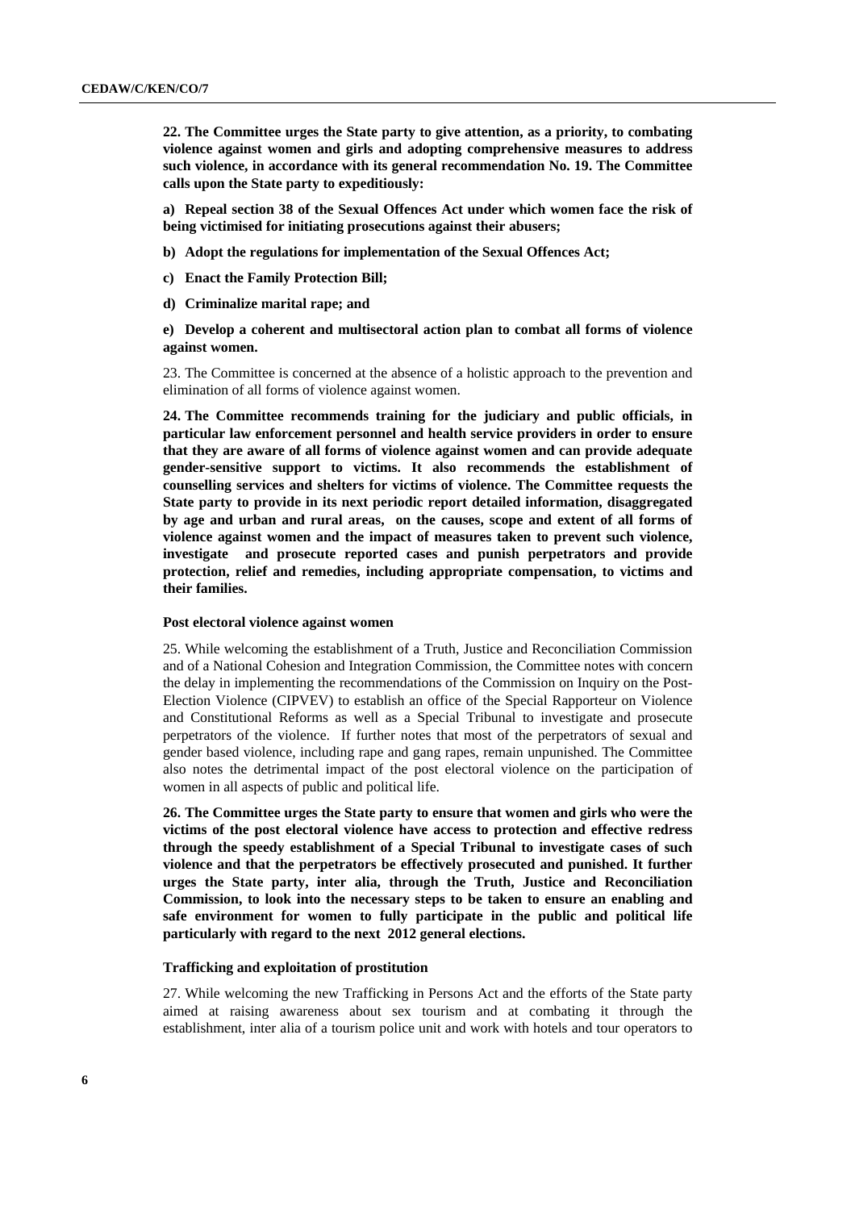**22. The Committee urges the State party to give attention, as a priority, to combating violence against women and girls and adopting comprehensive measures to address such violence, in accordance with its general recommendation No. 19. The Committee calls upon the State party to expeditiously:**

**a) Repeal section 38 of the Sexual Offences Act under which women face the risk of being victimised for initiating prosecutions against their abusers;**

**b) Adopt the regulations for implementation of the Sexual Offences Act;**

**c) Enact the Family Protection Bill;**

**d) Criminalize marital rape; and**

**e) Develop a coherent and multisectoral action plan to combat all forms of violence against women.**

23. The Committee is concerned at the absence of a holistic approach to the prevention and elimination of all forms of violence against women.

**24. The Committee recommends training for the judiciary and public officials, in particular law enforcement personnel and health service providers in order to ensure that they are aware of all forms of violence against women and can provide adequate gender-sensitive support to victims. It also recommends the establishment of counselling services and shelters for victims of violence. The Committee requests the State party to provide in its next periodic report detailed information, disaggregated by age and urban and rural areas, on the causes, scope and extent of all forms of violence against women and the impact of measures taken to prevent such violence, investigate and prosecute reported cases and punish perpetrators and provide protection, relief and remedies, including appropriate compensation, to victims and their families.**

#### Post electoral violence against women

25. While welcoming the establishment of a Truth, Justice and Reconciliation Commission and of a National Cohesion and Integration Commission, the Committee notes with concern the delay in implementing the recommendations of the Commission on Inquiry on the Post-Election Violence (CIPVEV) to establish an office of the Special Rapporteur on Violence and Constitutional Reforms as well as a Special Tribunal to investigate and prosecute perpetrators of the violence. If further notes that most of the perpetrators of sexual and gender based violence, including rape and gang rapes, remain unpunished. The Committee also notes the detrimental impact of the post electoral violence on the participation of women in all aspects of public and political life.

**26. The Committee urges the State party to ensure that women and girls who were the victims of the post electoral violence have access to protection and effective redress through the speedy establishment of a Special Tribunal to investigate cases of such violence and that the perpetrators be effectively prosecuted and punished. It further urges the State party, inter alia, through the Truth, Justice and Reconciliation Commission, to look into the necessary steps to be taken to ensure an enabling and safe environment for women to fully participate in the public and political life particularly with regard to the next 2012 general elections.**

#### Trafficking and exploitation of prostitution

27. While welcoming the new Trafficking in Persons Act and the efforts of the State party aimed at raising awareness about sex tourism and at combating it through the establishment, inter alia of a tourism police unit and work with hotels and tour operators to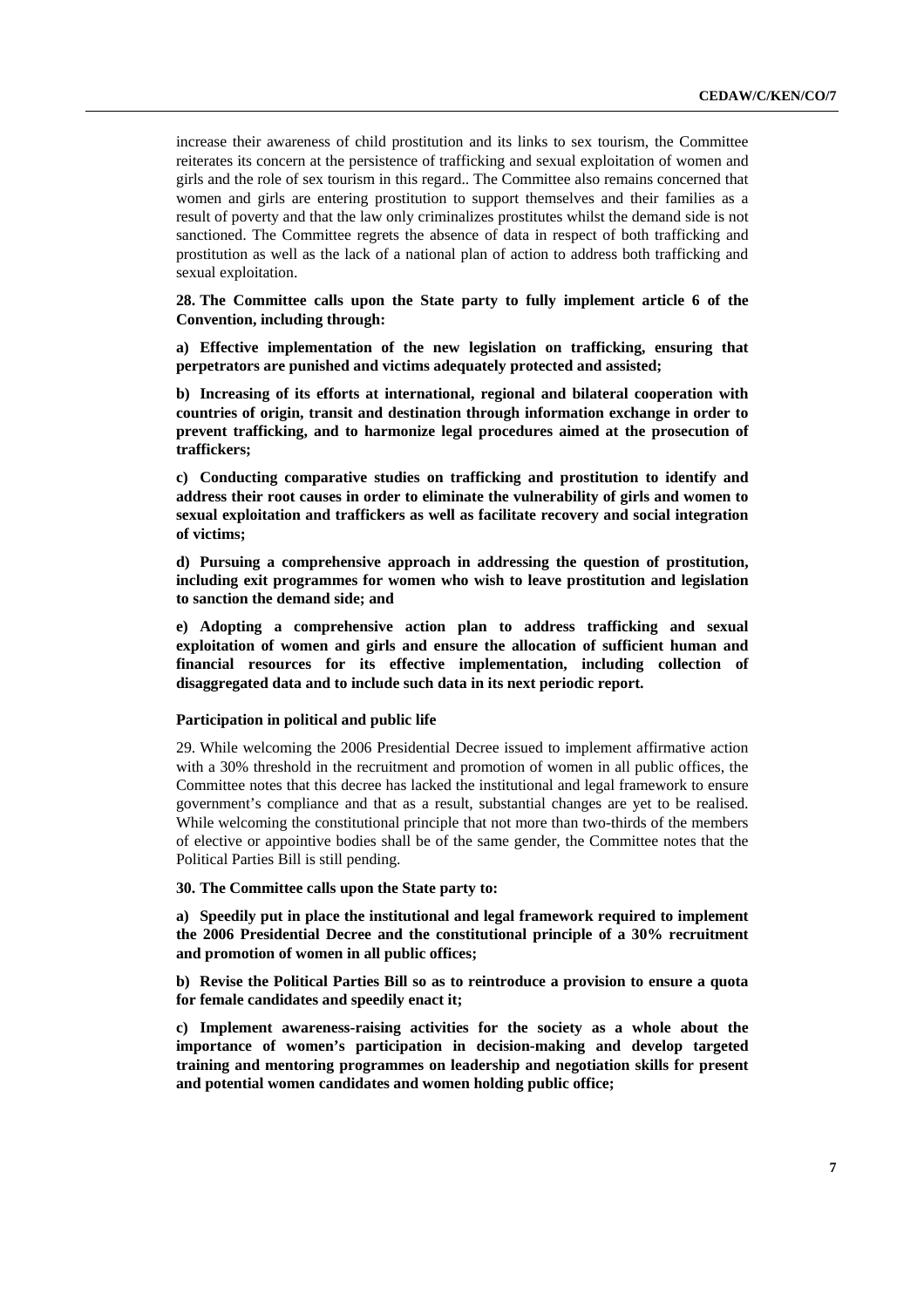increase their awareness of child prostitution and its links to sex tourism, the Committee reiterates its concern at the persistence of trafficking and sexual exploitation of women and girls and the role of sex tourism in this regard.. The Committee also remains concerned that women and girls are entering prostitution to support themselves and their families as a result of poverty and that the law only criminalizes prostitutes whilst the demand side is not sanctioned. The Committee regrets the absence of data in respect of both trafficking and prostitution as well as the lack of a national plan of action to address both trafficking and sexual exploitation.

**28. The Committee calls upon the State party to fully implement article 6 of the Convention, including through:**

**a) Effective implementation of the new legislation on trafficking, ensuring that perpetrators are punished and victims adequately protected and assisted;**

**b) Increasing of its efforts at international, regional and bilateral cooperation with countries of origin, transit and destination through information exchange in order to prevent trafficking, and to harmonize legal procedures aimed at the prosecution of traffickers;**

**c) Conducting comparative studies on trafficking and prostitution to identify and address their root causes in order to eliminate the vulnerability of girls and women to sexual exploitation and traffickers as well as facilitate recovery and social integration of victims;**

**d) Pursuing a comprehensive approach in addressing the question of prostitution, including exit programmes for women who wish to leave prostitution and legislation to sanction the demand side; and**

**e) Adopting a comprehensive action plan to address trafficking and sexual exploitation of women and girls and ensure the allocation of sufficient human and financial resources for its effective implementation, including collection of disaggregated data and to include such data in its next periodic report.**

### Participation in political and public life

29. While welcoming the 2006 Presidential Decree issued to implement affirmative action with a 30% threshold in the recruitment and promotion of women in all public offices, the Committee notes that this decree has lacked the institutional and legal framework to ensure government's compliance and that as a result, substantial changes are yet to be realised. While welcoming the constitutional principle that not more than two-thirds of the members of elective or appointive bodies shall be of the same gender, the Committee notes that the Political Parties Bill is still pending.

**30. The Committee calls upon the State party to:**

**a) Speedily put in place the institutional and legal framework required to implement the 2006 Presidential Decree and the constitutional principle of a 30% recruitment and promotion of women in all public offices;**

**b) Revise the Political Parties Bill so as to reintroduce a provision to ensure a quota for female candidates and speedily enact it;**

**c) Implement awareness-raising activities for the society as a whole about the importance of women's participation in decision-making and develop targeted training and mentoring programmes on leadership and negotiation skills for present and potential women candidates and women holding public office;**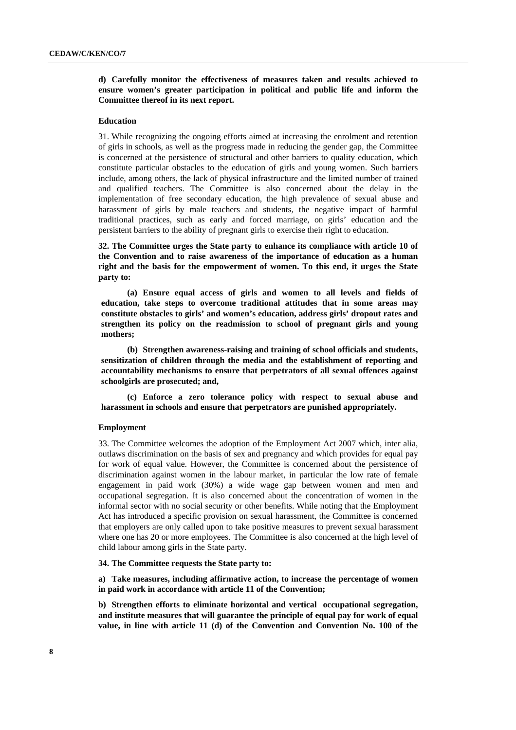**d) Carefully monitor the effectiveness of measures taken and results achieved to ensure women's greater participation in political and public life and inform the Committee thereof in its next report.**

### Education

31. While recognizing the ongoing efforts aimed at increasing the enrolment and retention of girls in schools, as well as the progress made in reducing the gender gap, the Committee is concerned at the persistence of structural and other barriers to quality education, which constitute particular obstacles to the education of girls and young women. Such barriers include, among others, the lack of physical infrastructure and the limited number of trained and qualified teachers. The Committee is also concerned about the delay in the implementation of free secondary education, the high prevalence of sexual abuse and harassment of girls by male teachers and students, the negative impact of harmful traditional practices, such as early and forced marriage, on girls' education and the persistent barriers to the ability of pregnant girls to exercise their right to education.

**32. The Committee urges the State party to enhance its compliance with article 10 of the Convention and to raise awareness of the importance of education as a human right and the basis for the empowerment of women. To this end, it urges the State party to:**

**(a) Ensure equal access of girls and women to all levels and fields of education, take steps to overcome traditional attitudes that in some areas may constitute obstacles to girls' and women's education, address girls' dropout rates and strengthen its policy on the readmission to school of pregnant girls and young mothers;**

**(b) Strengthen awareness-raising and training of school officials and students, sensitization of children through the media and the establishment of reporting and accountability mechanisms to ensure that perpetrators of all sexual offences against schoolgirls are prosecuted; and,**

**(c) Enforce a zero tolerance policy with respect to sexual abuse and harassment in schools and ensure that perpetrators are punished appropriately.**

### Employment

33. The Committee welcomes the adoption of the Employment Act 2007 which, inter alia, outlaws discrimination on the basis of sex and pregnancy and which provides for equal pay for work of equal value. However, the Committee is concerned about the persistence of discrimination against women in the labour market, in particular the low rate of female engagement in paid work (30%) a wide wage gap between women and men and occupational segregation. It is also concerned about the concentration of women in the informal sector with no social security or other benefits. While noting that the Employment Act has introduced a specific provision on sexual harassment, the Committee is concerned that employers are only called upon to take positive measures to prevent sexual harassment where one has 20 or more employees. The Committee is also concerned at the high level of child labour among girls in the State party.

**34. The Committee requests the State party to:**

**a) Take measures, including affirmative action, to increase the percentage of women in paid work in accordance with article 11 of the Convention;**

**b) Strengthen efforts to eliminate horizontal and vertical occupational segregation, and institute measures that will guarantee the principle of equal pay for work of equal value, in line with article 11 (d) of the Convention and Convention No. 100 of the**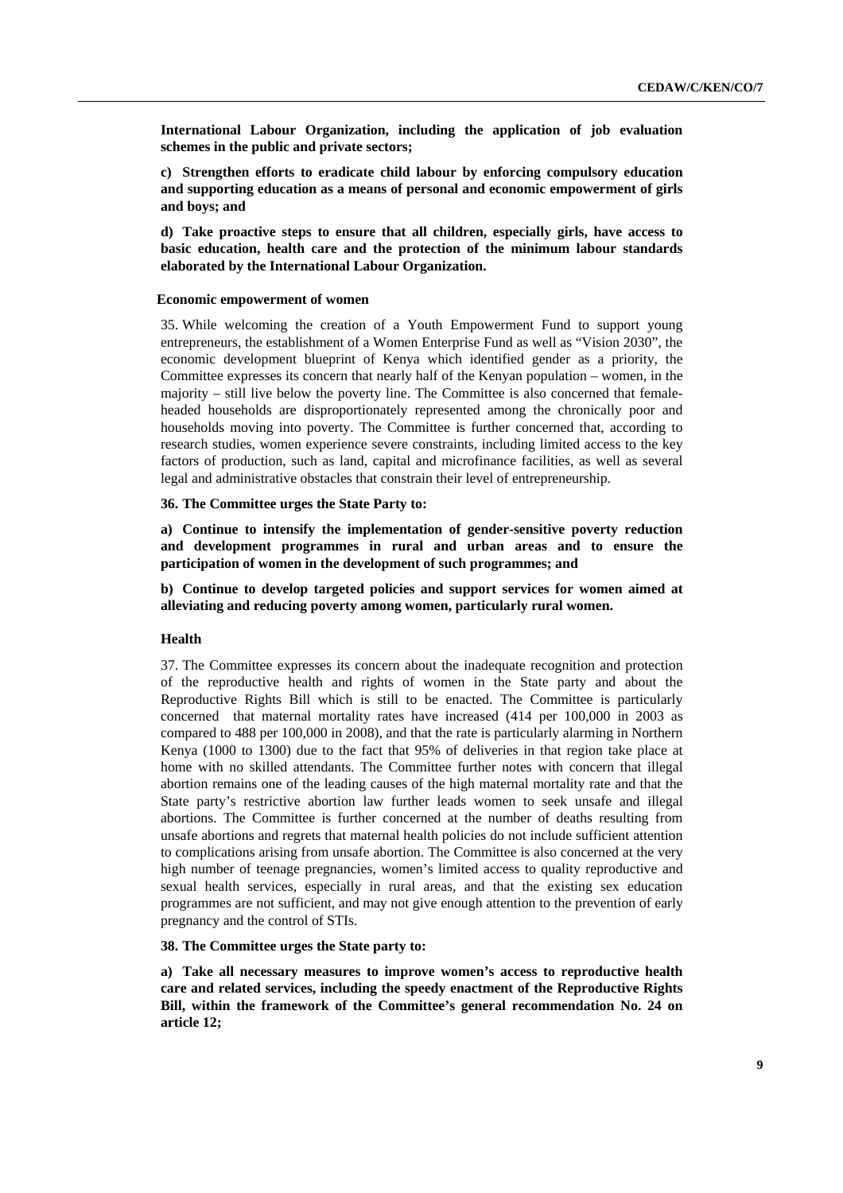**International Labour Organization, including the application of job evaluation schemes in the public and private sectors;**

**c) Strengthen efforts to eradicate child labour by enforcing compulsory education and supporting education as a means of personal and economic empowerment of girls and boys; and**

**d) Take proactive steps to ensure that all children, especially girls, have access to basic education, health care and the protection of the minimum labour standards elaborated by the International Labour Organization.**

### Economic empowerment of women

35. While welcoming the creation of a Youth Empowerment Fund to support young entrepreneurs, the establishment of a Women Enterprise Fund as well as "Vision 2030", the economic development blueprint of Kenya which identified gender as a priority, the Committee expresses its concern that nearly half of the Kenyan population – women, in the majority – still live below the poverty line. The Committee is also concerned that female-headed households are disproportionately represented among the chronically poor and households moving into poverty. The Committee is further concerned that, according to research studies, women experience severe constraints, including limited access to the key factors of production, such as land, capital and microfinance facilities, as well as several legal and administrative obstacles that constrain their level of entrepreneurship.

**36. The Committee urges the State Party to:**

**a) Continue to intensify the implementation of gender-sensitive poverty reduction and development programmes in rural and urban areas and to ensure the participation of women in the development of such programmes; and**

**b) Continue to develop targeted policies and support services for women aimed at alleviating and reducing poverty among women, particularly rural women.**

### Health

37. The Committee expresses its concern about the inadequate recognition and protection of the reproductive health and rights of women in the State party and about the Reproductive Rights Bill which is still to be enacted. The Committee is particularly concerned that maternal mortality rates have increased (414 per 100,000 in 2003 as compared to 488 per 100,000 in 2008), and that the rate is particularly alarming in Northern Kenya (1000 to 1300) due to the fact that 95% of deliveries in that region take place at home with no skilled attendants. The Committee further notes with concern that illegal abortion remains one of the leading causes of the high maternal mortality rate and that the State party's restrictive abortion law further leads women to seek unsafe and illegal abortions. The Committee is further concerned at the number of deaths resulting from unsafe abortions and regrets that maternal health policies do not include sufficient attention to complications arising from unsafe abortion. The Committee is also concerned at the very high number of teenage pregnancies, women's limited access to quality reproductive and sexual health services, especially in rural areas, and that the existing sex education programmes are not sufficient, and may not give enough attention to the prevention of early pregnancy and the control of STIs.

**38. The Committee urges the State party to:**

**a) Take all necessary measures to improve women's access to reproductive health care and related services, including the speedy enactment of the Reproductive Rights Bill, within the framework of the Committee's general recommendation No. 24 on article 12;**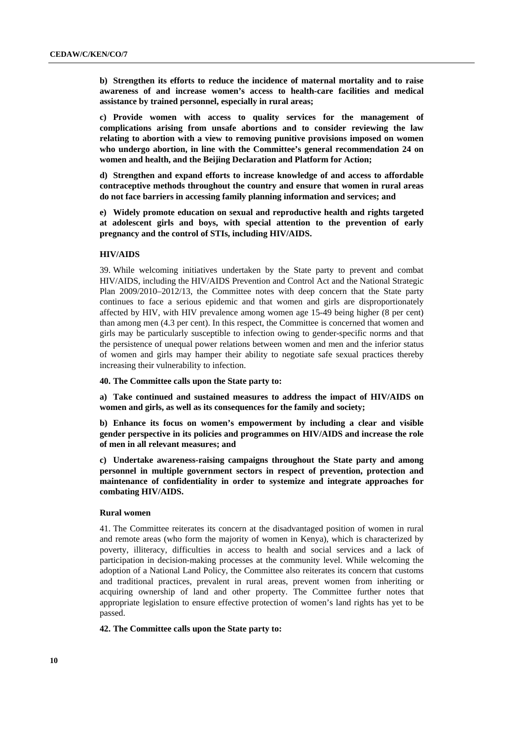**b) Strengthen its efforts to reduce the incidence of maternal mortality and to raise awareness of and increase women's access to health-care facilities and medical assistance by trained personnel, especially in rural areas;**

**c) Provide women with access to quality services for the management of complications arising from unsafe abortions and to consider reviewing the law relating to abortion with a view to removing punitive provisions imposed on women who undergo abortion, in line with the Committee's general recommendation 24 on women and health, and the Beijing Declaration and Platform for Action;**

**d) Strengthen and expand efforts to increase knowledge of and access to affordable contraceptive methods throughout the country and ensure that women in rural areas do not face barriers in accessing family planning information and services; and**

**e) Widely promote education on sexual and reproductive health and rights targeted at adolescent girls and boys, with special attention to the prevention of early pregnancy and the control of STIs, including HIV/AIDS.**

### HIV/AIDS

39. While welcoming initiatives undertaken by the State party to prevent and combat HIV/AIDS, including the HIV/AIDS Prevention and Control Act and the National Strategic Plan 2009/2010–2012/13, the Committee notes with deep concern that the State party continues to face a serious epidemic and that women and girls are disproportionately affected by HIV, with HIV prevalence among women age 15-49 being higher (8 per cent) than among men (4.3 per cent). In this respect, the Committee is concerned that women and girls may be particularly susceptible to infection owing to gender-specific norms and that the persistence of unequal power relations between women and men and the inferior status of women and girls may hamper their ability to negotiate safe sexual practices thereby increasing their vulnerability to infection.

**40. The Committee calls upon the State party to:**

**a) Take continued and sustained measures to address the impact of HIV/AIDS on women and girls, as well as its consequences for the family and society;**

**b) Enhance its focus on women's empowerment by including a clear and visible gender perspective in its policies and programmes on HIV/AIDS and increase the role of men in all relevant measures; and**

**c) Undertake awareness-raising campaigns throughout the State party and among personnel in multiple government sectors in respect of prevention, protection and maintenance of confidentiality in order to systemize and integrate approaches for combating HIV/AIDS.**

### Rural women

41. The Committee reiterates its concern at the disadvantaged position of women in rural and remote areas (who form the majority of women in Kenya), which is characterized by poverty, illiteracy, difficulties in access to health and social services and a lack of participation in decision-making processes at the community level. While welcoming the adoption of a National Land Policy, the Committee also reiterates its concern that customs and traditional practices, prevalent in rural areas, prevent women from inheriting or acquiring ownership of land and other property. The Committee further notes that appropriate legislation to ensure effective protection of women's land rights has yet to be passed.

**42. The Committee calls upon the State party to:**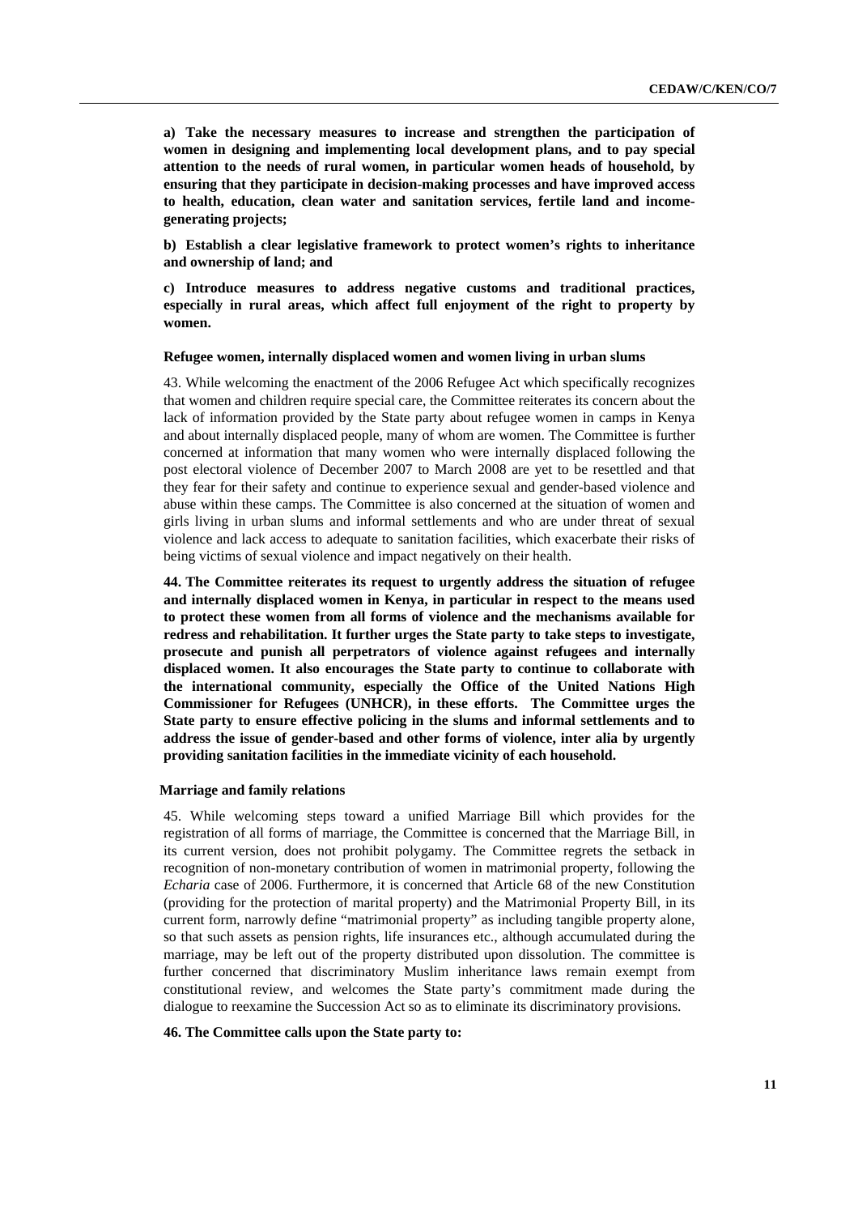**a) Take the necessary measures to increase and strengthen the participation of women in designing and implementing local development plans, and to pay special attention to the needs of rural women, in particular women heads of household, by ensuring that they participate in decision-making processes and have improved access to health, education, clean water and sanitation services, fertile land and income-generating projects;**

**b) Establish a clear legislative framework to protect women's rights to inheritance and ownership of land; and**

**c) Introduce measures to address negative customs and traditional practices, especially in rural areas, which affect full enjoyment of the right to property by women.**

#### Refugee women, internally displaced women and women living in urban slums

43. While welcoming the enactment of the 2006 Refugee Act which specifically recognizes that women and children require special care, the Committee reiterates its concern about the lack of information provided by the State party about refugee women in camps in Kenya and about internally displaced people, many of whom are women. The Committee is further concerned at information that many women who were internally displaced following the post electoral violence of December 2007 to March 2008 are yet to be resettled and that they fear for their safety and continue to experience sexual and gender-based violence and abuse within these camps. The Committee is also concerned at the situation of women and girls living in urban slums and informal settlements and who are under threat of sexual violence and lack access to adequate to sanitation facilities, which exacerbate their risks of being victims of sexual violence and impact negatively on their health.

**44. The Committee reiterates its request to urgently address the situation of refugee and internally displaced women in Kenya, in particular in respect to the means used to protect these women from all forms of violence and the mechanisms available for redress and rehabilitation. It further urges the State party to take steps to investigate, prosecute and punish all perpetrators of violence against refugees and internally displaced women. It also encourages the State party to continue to collaborate with the international community, especially the Office of the United Nations High Commissioner for Refugees (UNHCR), in these efforts. The Committee urges the State party to ensure effective policing in the slums and informal settlements and to address the issue of gender-based and other forms of violence, inter alia by urgently providing sanitation facilities in the immediate vicinity of each household.**

#### Marriage and family relations

45. While welcoming steps toward a unified Marriage Bill which provides for the registration of all forms of marriage, the Committee is concerned that the Marriage Bill, in its current version, does not prohibit polygamy. The Committee regrets the setback in recognition of non-monetary contribution of women in matrimonial property, following the *Echaria* case of 2006. Furthermore, it is concerned that Article 68 of the new Constitution (providing for the protection of marital property) and the Matrimonial Property Bill, in its current form, narrowly define "matrimonial property" as including tangible property alone, so that such assets as pension rights, life insurances etc., although accumulated during the marriage, may be left out of the property distributed upon dissolution. The committee is further concerned that discriminatory Muslim inheritance laws remain exempt from constitutional review, and welcomes the State party's commitment made during the dialogue to reexamine the Succession Act so as to eliminate its discriminatory provisions.

**46. The Committee calls upon the State party to:**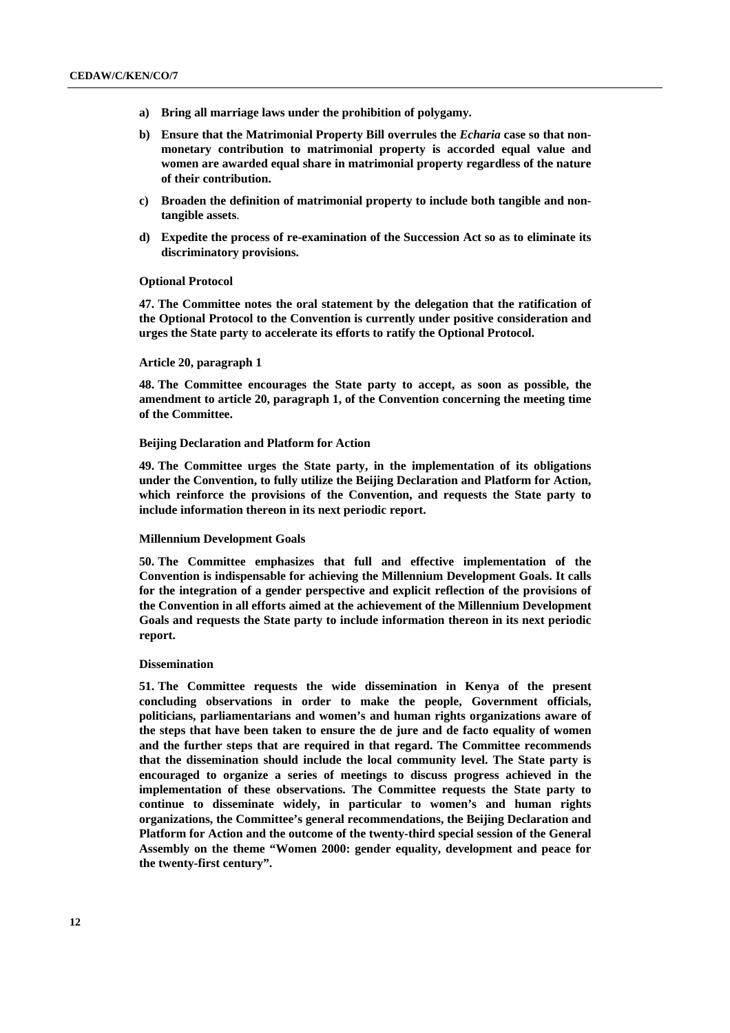**a) Bring all marriage laws under the prohibition of polygamy.**

**b) Ensure that the Matrimonial Property Bill overrules the *Echaria* case so that non-monetary contribution to matrimonial property is accorded equal value and women are awarded equal share in matrimonial property regardless of the nature of their contribution.**

**c) Broaden the definition of matrimonial property to include both tangible and non-tangible assets.**

**d) Expedite the process of re-examination of the Succession Act so as to eliminate its discriminatory provisions.**

#### Optional Protocol

**47. The Committee notes the oral statement by the delegation that the ratification of the Optional Protocol to the Convention is currently under positive consideration and urges the State party to accelerate its efforts to ratify the Optional Protocol.**

#### Article 20, paragraph 1

**48. The Committee encourages the State party to accept, as soon as possible, the amendment to article 20, paragraph 1, of the Convention concerning the meeting time of the Committee.**

#### Beijing Declaration and Platform for Action

**49. The Committee urges the State party, in the implementation of its obligations under the Convention, to fully utilize the Beijing Declaration and Platform for Action, which reinforce the provisions of the Convention, and requests the State party to include information thereon in its next periodic report.**

#### Millennium Development Goals

**50. The Committee emphasizes that full and effective implementation of the Convention is indispensable for achieving the Millennium Development Goals. It calls for the integration of a gender perspective and explicit reflection of the provisions of the Convention in all efforts aimed at the achievement of the Millennium Development Goals and requests the State party to include information thereon in its next periodic report.**

#### Dissemination

**51. The Committee requests the wide dissemination in Kenya of the present concluding observations in order to make the people, Government officials, politicians, parliamentarians and women's and human rights organizations aware of the steps that have been taken to ensure the de jure and de facto equality of women and the further steps that are required in that regard. The Committee recommends that the dissemination should include the local community level. The State party is encouraged to organize a series of meetings to discuss progress achieved in the implementation of these observations. The Committee requests the State party to continue to disseminate widely, in particular to women's and human rights organizations, the Committee's general recommendations, the Beijing Declaration and Platform for Action and the outcome of the twenty-third special session of the General Assembly on the theme "Women 2000: gender equality, development and peace for the twenty-first century".**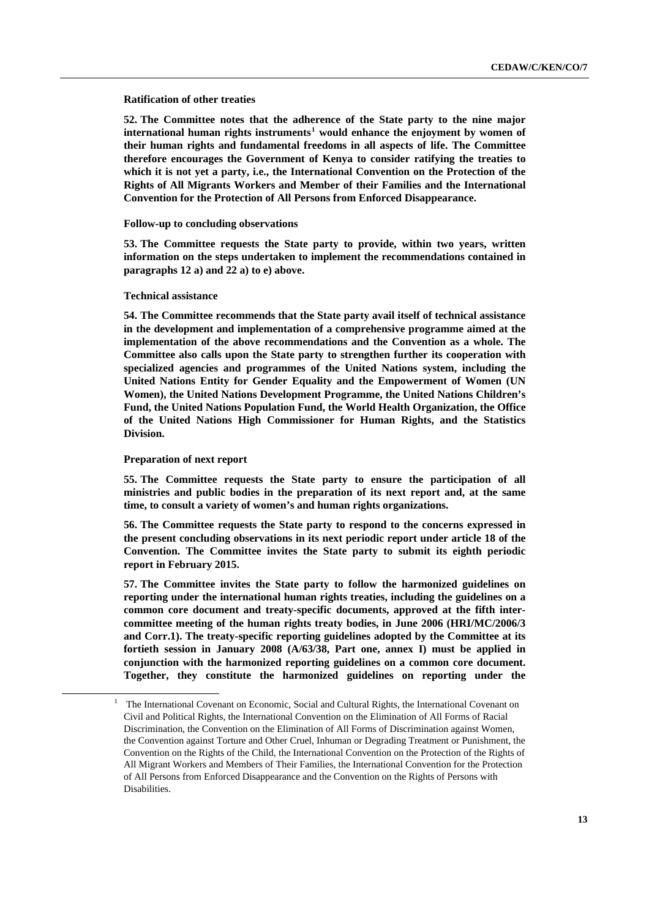**Ratification of other treaties**

**52. The Committee notes that the adherence of the State party to the nine major international human rights instruments[1] would enhance the enjoyment by women of their human rights and fundamental freedoms in all aspects of life. The Committee therefore encourages the Government of Kenya to consider ratifying the treaties to which it is not yet a party, i.e., the International Convention on the Protection of the Rights of All Migrants Workers and Member of their Families and the International Convention for the Protection of All Persons from Enforced Disappearance.**

**Follow-up to concluding observations**

**53. The Committee requests the State party to provide, within two years, written information on the steps undertaken to implement the recommendations contained in paragraphs 12 a) and 22 a) to e) above.**

**Technical assistance**

**54. The Committee recommends that the State party avail itself of technical assistance in the development and implementation of a comprehensive programme aimed at the implementation of the above recommendations and the Convention as a whole. The Committee also calls upon the State party to strengthen further its cooperation with specialized agencies and programmes of the United Nations system, including the United Nations Entity for Gender Equality and the Empowerment of Women (UN Women), the United Nations Development Programme, the United Nations Children's Fund, the United Nations Population Fund, the World Health Organization, the Office of the United Nations High Commissioner for Human Rights, and the Statistics Division.**

**Preparation of next report**

**55. The Committee requests the State party to ensure the participation of all ministries and public bodies in the preparation of its next report and, at the same time, to consult a variety of women's and human rights organizations.**

**56. The Committee requests the State party to respond to the concerns expressed in the present concluding observations in its next periodic report under article 18 of the Convention. The Committee invites the State party to submit its eighth periodic report in February 2015.**

**57. The Committee invites the State party to follow the harmonized guidelines on reporting under the international human rights treaties, including the guidelines on a common core document and treaty-specific documents, approved at the fifth inter-committee meeting of the human rights treaty bodies, in June 2006 (HRI/MC/2006/3 and Corr.1). The treaty-specific reporting guidelines adopted by the Committee at its fortieth session in January 2008 (A/63/38, Part one, annex I) must be applied in conjunction with the harmonized reporting guidelines on a common core document. Together, they constitute the harmonized guidelines on reporting under the**

---

[1] The International Covenant on Economic, Social and Cultural Rights, the International Covenant on Civil and Political Rights, the International Convention on the Elimination of All Forms of Racial Discrimination, the Convention on the Elimination of All Forms of Discrimination against Women, the Convention against Torture and Other Cruel, Inhuman or Degrading Treatment or Punishment, the Convention on the Rights of the Child, the International Convention on the Protection of the Rights of All Migrant Workers and Members of Their Families, the International Convention for the Protection of All Persons from Enforced Disappearance and the Convention on the Rights of Persons with Disabilities.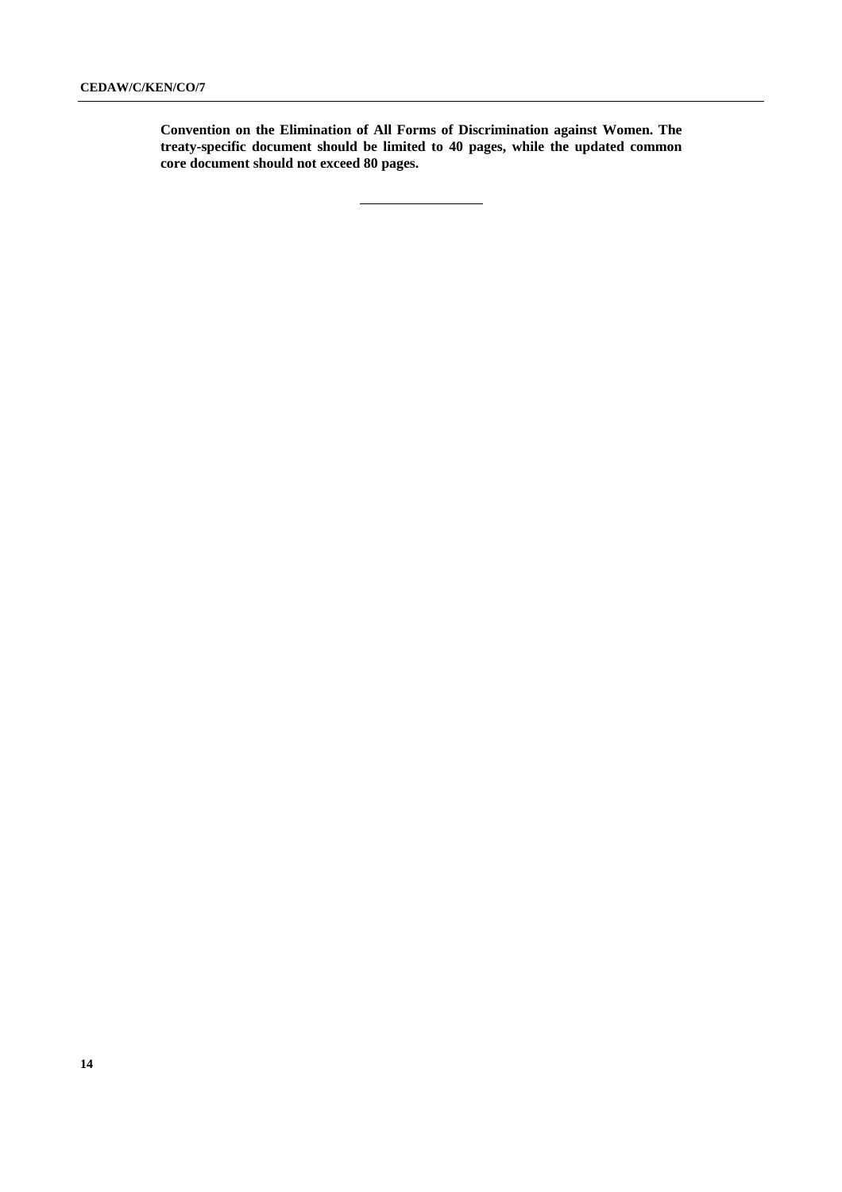**Convention on the Elimination of All Forms of Discrimination against Women. The treaty-specific document should be limited to 40 pages, while the updated common core document should not exceed 80 pages.**